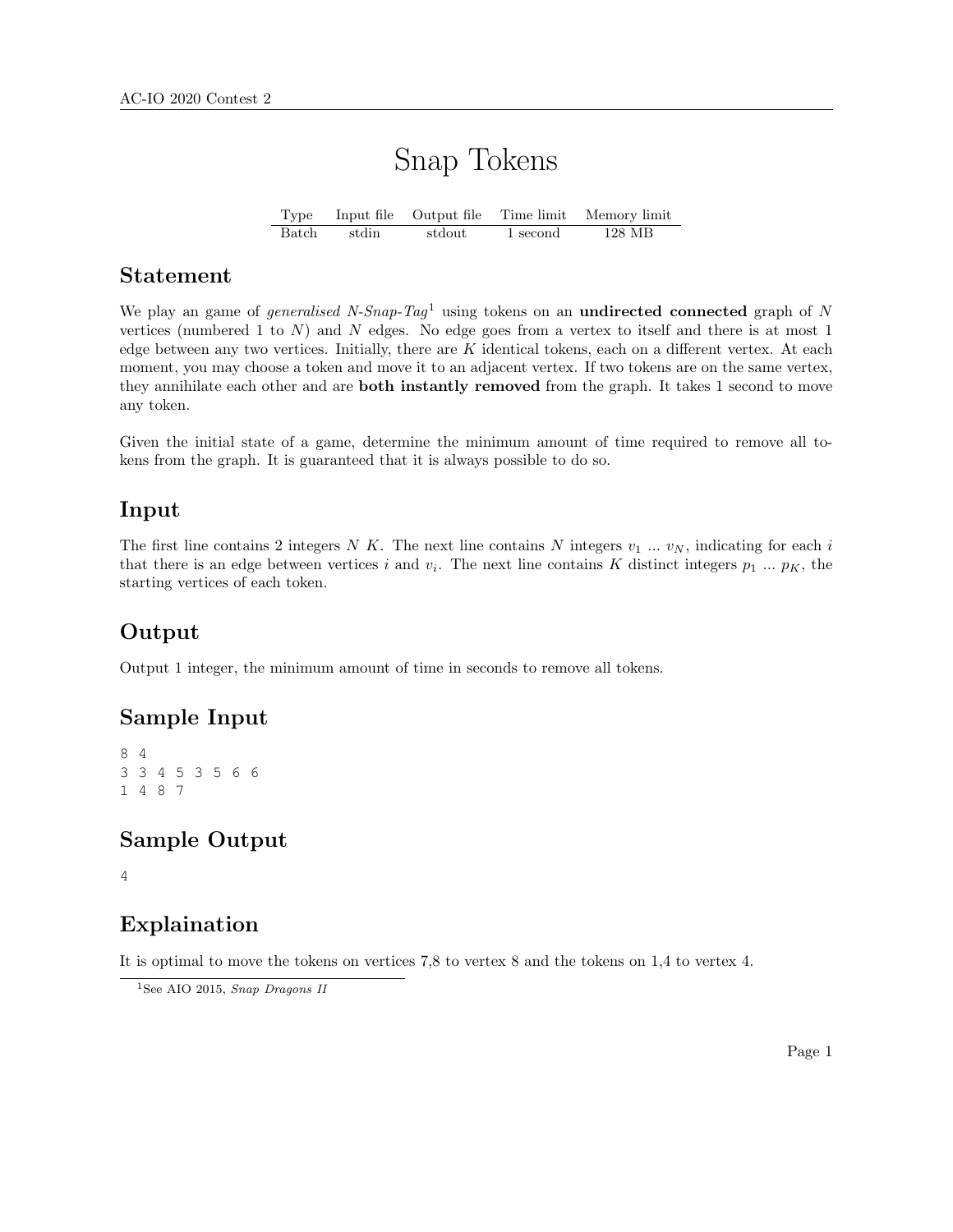# Snap Tokens

| Type | Input file | Output file | Time limit | Memory limit |
|---|---|---|---|---|
| Batch | stdin | stdout | 1 second | 128 MB |

## Statement

We play an game of *generalised N-Snap-Tag*[1] using tokens on an **undirected connected** graph of $N$ vertices (numbered 1 to $N$) and $N$ edges. No edge goes from a vertex to itself and there is at most 1 edge between any two vertices. Initially, there are $K$ identical tokens, each on a different vertex. At each moment, you may choose a token and move it to an adjacent vertex. If two tokens are on the same vertex, they annihilate each other and are **both instantly removed** from the graph. It takes 1 second to move any token.

Given the initial state of a game, determine the minimum amount of time required to remove all tokens from the graph. It is guaranteed that it is always possible to do so.

## Input

The first line contains 2 integers $N$ $K$. The next line contains $N$ integers $v_1$ ... $v_N$, indicating for each $i$ that there is an edge between vertices $i$ and $v_i$. The next line contains $K$ distinct integers $p_1$ ... $p_K$, the starting vertices of each token.

## Output

Output 1 integer, the minimum amount of time in seconds to remove all tokens.

## Sample Input

```
8 4
3 3 4 5 3 5 6 6
1 4 8 7
```

## Sample Output

```
4
```

## Explaination

It is optimal to move the tokens on vertices 7,8 to vertex 8 and the tokens on 1,4 to vertex 4.

[1] See AIO 2015, *Snap Dragons II*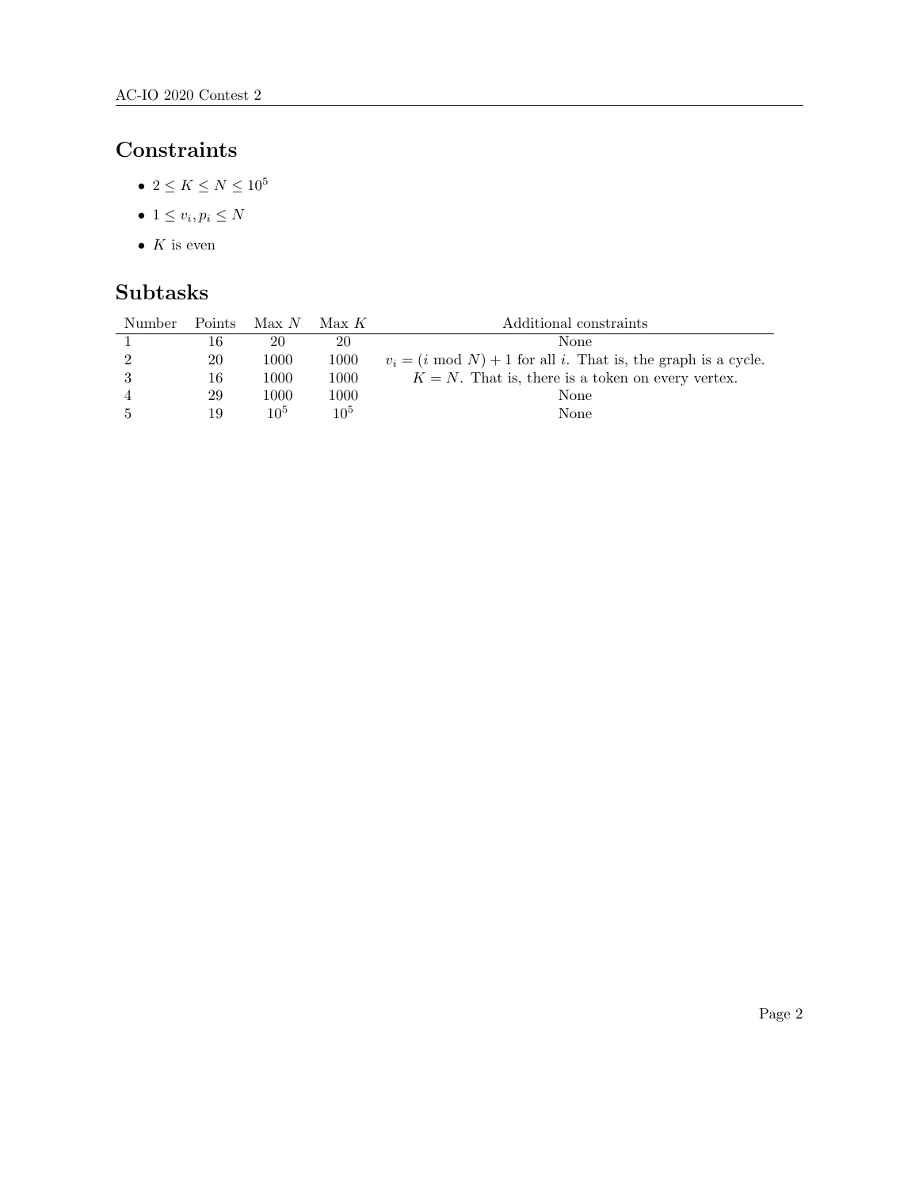## Constraints

- $2 \leq K \leq N \leq 10^5$
- $1 \leq v_i, p_i \leq N$
- $K$ is even

## Subtasks

| Number | Points | Max $N$ | Max $K$ | Additional constraints |
|---|---|---|---|---|
| 1 | 16 | 20 | 20 | None |
| 2 | 20 | 1000 | 1000 | $v_i = (i \bmod N) + 1$ for all $i$. That is, the graph is a cycle. |
| 3 | 16 | 1000 | 1000 | $K = N$. That is, there is a token on every vertex. |
| 4 | 29 | 1000 | 1000 | None |
| 5 | 19 | $10^5$ | $10^5$ | None |